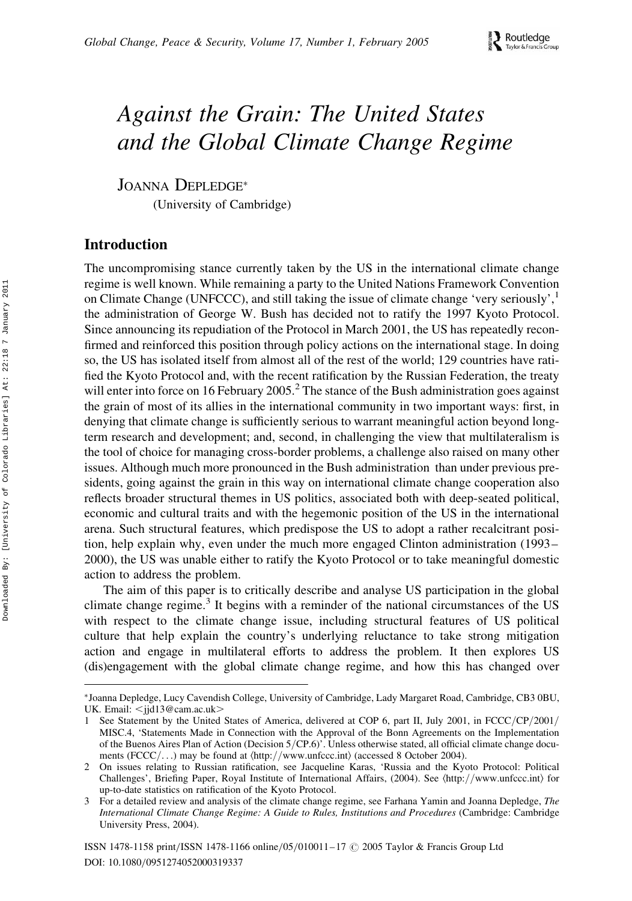# Against the Grain: The United States and the Global Climate Change Regime

JOANNA DEPLEDGE*

(University of Cambridge)

## Introduction

The uncompromising stance currently taken by the US in the international climate change regime is well known. While remaining a party to the United Nations Framework Convention on Climate Change (UNFCCC), and still taking the issue of climate change 'very seriously',[1] the administration of George W. Bush has decided not to ratify the 1997 Kyoto Protocol. Since announcing its repudiation of the Protocol in March 2001, the US has repeatedly reconfirmed and reinforced this position through policy actions on the international stage. In doing so, the US has isolated itself from almost all of the rest of the world; 129 countries have ratified the Kyoto Protocol and, with the recent ratification by the Russian Federation, the treaty will enter into force on 16 February 2005.[2] The stance of the Bush administration goes against the grain of most of its allies in the international community in two important ways: first, in denying that climate change is sufficiently serious to warrant meaningful action beyond long-term research and development; and, second, in challenging the view that multilateralism is the tool of choice for managing cross-border problems, a challenge also raised on many other issues. Although much more pronounced in the Bush administration than under previous presidents, going against the grain in this way on international climate change cooperation also reflects broader structural themes in US politics, associated both with deep-seated political, economic and cultural traits and with the hegemonic position of the US in the international arena. Such structural features, which predispose the US to adopt a rather recalcitrant position, help explain why, even under the much more engaged Clinton administration (1993–2000), the US was unable either to ratify the Kyoto Protocol or to take meaningful domestic action to address the problem.

The aim of this paper is to critically describe and analyse US participation in the global climate change regime.[3] It begins with a reminder of the national circumstances of the US with respect to the climate change issue, including structural features of US political culture that help explain the country's underlying reluctance to take strong mitigation action and engage in multilateral efforts to address the problem. It then explores US (dis)engagement with the global climate change regime, and how this has changed over

---

*Joanna Depledge, Lucy Cavendish College, University of Cambridge, Lady Margaret Road, Cambridge, CB3 0BU, UK. Email: <jjd13@cam.ac.uk>

1 See Statement by the United States of America, delivered at COP 6, part II, July 2001, in FCCC/CP/2001/MISC.4, 'Statements Made in Connection with the Approval of the Bonn Agreements on the Implementation of the Buenos Aires Plan of Action (Decision 5/CP.6)'. Unless otherwise stated, all official climate change documents (FCCC/...) may be found at ⟨http://www.unfccc.int⟩ (accessed 8 October 2004).

2 On issues relating to Russian ratification, see Jacqueline Karas, 'Russia and the Kyoto Protocol: Political Challenges', Briefing Paper, Royal Institute of International Affairs, (2004). See ⟨http://www.unfccc.int⟩ for up-to-date statistics on ratification of the Kyoto Protocol.

3 For a detailed review and analysis of the climate change regime, see Farhana Yamin and Joanna Depledge, *The International Climate Change Regime: A Guide to Rules, Institutions and Procedures* (Cambridge: Cambridge University Press, 2004).

ISSN 1478-1158 print/ISSN 1478-1166 online/05/010011–17 © 2005 Taylor & Francis Group Ltd
DOI: 10.1080/0951274052000319337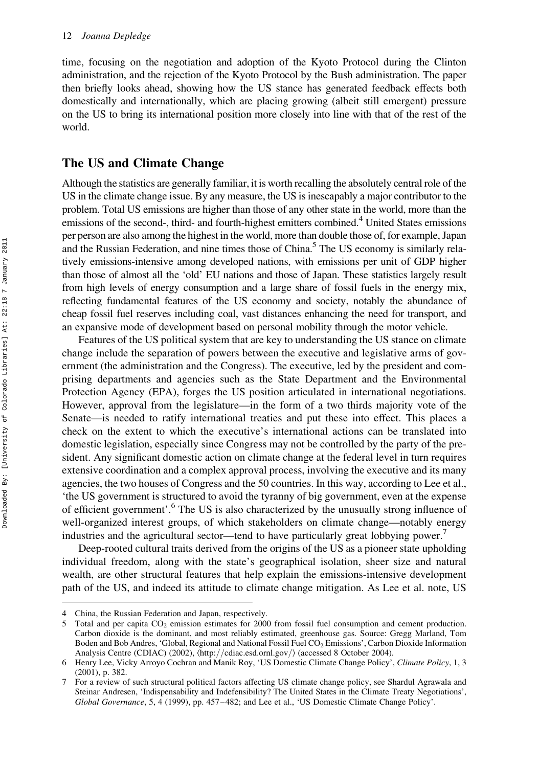time, focusing on the negotiation and adoption of the Kyoto Protocol during the Clinton administration, and the rejection of the Kyoto Protocol by the Bush administration. The paper then briefly looks ahead, showing how the US stance has generated feedback effects both domestically and internationally, which are placing growing (albeit still emergent) pressure on the US to bring its international position more closely into line with that of the rest of the world.

## The US and Climate Change

Although the statistics are generally familiar, it is worth recalling the absolutely central role of the US in the climate change issue. By any measure, the US is inescapably a major contributor to the problem. Total US emissions are higher than those of any other state in the world, more than the emissions of the second-, third- and fourth-highest emitters combined.[4] United States emissions per person are also among the highest in the world, more than double those of, for example, Japan and the Russian Federation, and nine times those of China.[5] The US economy is similarly relatively emissions-intensive among developed nations, with emissions per unit of GDP higher than those of almost all the 'old' EU nations and those of Japan. These statistics largely result from high levels of energy consumption and a large share of fossil fuels in the energy mix, reflecting fundamental features of the US economy and society, notably the abundance of cheap fossil fuel reserves including coal, vast distances enhancing the need for transport, and an expansive mode of development based on personal mobility through the motor vehicle.

Features of the US political system that are key to understanding the US stance on climate change include the separation of powers between the executive and legislative arms of government (the administration and the Congress). The executive, led by the president and comprising departments and agencies such as the State Department and the Environmental Protection Agency (EPA), forges the US position articulated in international negotiations. However, approval from the legislature—in the form of a two thirds majority vote of the Senate—is needed to ratify international treaties and put these into effect. This places a check on the extent to which the executive's international actions can be translated into domestic legislation, especially since Congress may not be controlled by the party of the president. Any significant domestic action on climate change at the federal level in turn requires extensive coordination and a complex approval process, involving the executive and its many agencies, the two houses of Congress and the 50 countries. In this way, according to Lee et al., 'the US government is structured to avoid the tyranny of big government, even at the expense of efficient government'.[6] The US is also characterized by the unusually strong influence of well-organized interest groups, of which stakeholders on climate change—notably energy industries and the agricultural sector—tend to have particularly great lobbying power.[7]

Deep-rooted cultural traits derived from the origins of the US as a pioneer state upholding individual freedom, along with the state's geographical isolation, sheer size and natural wealth, are other structural features that help explain the emissions-intensive development path of the US, and indeed its attitude to climate change mitigation. As Lee et al. note, US

---

4 China, the Russian Federation and Japan, respectively.

5 Total and per capita $CO_2$ emission estimates for 2000 from fossil fuel consumption and cement production. Carbon dioxide is the dominant, and most reliably estimated, greenhouse gas. Source: Gregg Marland, Tom Boden and Bob Andres, 'Global, Regional and National Fossil Fuel $CO_2$ Emissions', Carbon Dioxide Information Analysis Centre (CDIAC) (2002), ⟨http://cdiac.esd.ornl.gov/⟩ (accessed 8 October 2004).

6 Henry Lee, Vicky Arroyo Cochran and Manik Roy, 'US Domestic Climate Change Policy', *Climate Policy*, 1, 3 (2001), p. 382.

7 For a review of such structural political factors affecting US climate change policy, see Shardul Agrawala and Steinar Andresen, 'Indispensability and Indefensibility? The United States in the Climate Treaty Negotiations', *Global Governance*, 5, 4 (1999), pp. 457–482; and Lee et al., 'US Domestic Climate Change Policy'.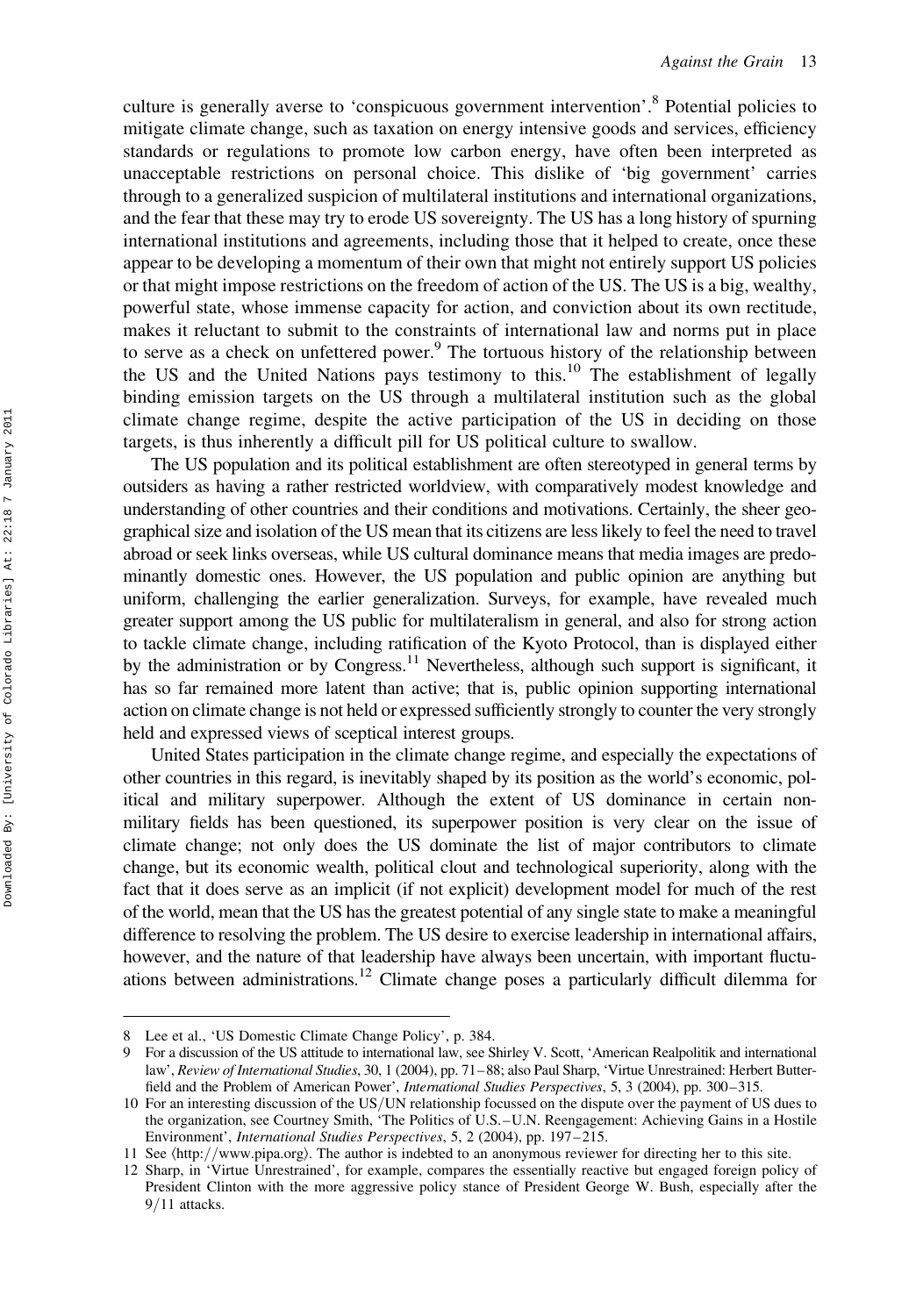culture is generally averse to 'conspicuous government intervention'.[8] Potential policies to mitigate climate change, such as taxation on energy intensive goods and services, efficiency standards or regulations to promote low carbon energy, have often been interpreted as unacceptable restrictions on personal choice. This dislike of 'big government' carries through to a generalized suspicion of multilateral institutions and international organizations, and the fear that these may try to erode US sovereignty. The US has a long history of spurning international institutions and agreements, including those that it helped to create, once these appear to be developing a momentum of their own that might not entirely support US policies or that might impose restrictions on the freedom of action of the US. The US is a big, wealthy, powerful state, whose immense capacity for action, and conviction about its own rectitude, makes it reluctant to submit to the constraints of international law and norms put in place to serve as a check on unfettered power.[9] The tortuous history of the relationship between the US and the United Nations pays testimony to this.[10] The establishment of legally binding emission targets on the US through a multilateral institution such as the global climate change regime, despite the active participation of the US in deciding on those targets, is thus inherently a difficult pill for US political culture to swallow.

The US population and its political establishment are often stereotyped in general terms by outsiders as having a rather restricted worldview, with comparatively modest knowledge and understanding of other countries and their conditions and motivations. Certainly, the sheer geographical size and isolation of the US mean that its citizens are less likely to feel the need to travel abroad or seek links overseas, while US cultural dominance means that media images are predominantly domestic ones. However, the US population and public opinion are anything but uniform, challenging the earlier generalization. Surveys, for example, have revealed much greater support among the US public for multilateralism in general, and also for strong action to tackle climate change, including ratification of the Kyoto Protocol, than is displayed either by the administration or by Congress.[11] Nevertheless, although such support is significant, it has so far remained more latent than active; that is, public opinion supporting international action on climate change is not held or expressed sufficiently strongly to counter the very strongly held and expressed views of sceptical interest groups.

United States participation in the climate change regime, and especially the expectations of other countries in this regard, is inevitably shaped by its position as the world's economic, political and military superpower. Although the extent of US dominance in certain non-military fields has been questioned, its superpower position is very clear on the issue of climate change; not only does the US dominate the list of major contributors to climate change, but its economic wealth, political clout and technological superiority, along with the fact that it does serve as an implicit (if not explicit) development model for much of the rest of the world, mean that the US has the greatest potential of any single state to make a meaningful difference to resolving the problem. The US desire to exercise leadership in international affairs, however, and the nature of that leadership have always been uncertain, with important fluctuations between administrations.[12] Climate change poses a particularly difficult dilemma for

---

8 Lee et al., 'US Domestic Climate Change Policy', p. 384.

9 For a discussion of the US attitude to international law, see Shirley V. Scott, 'American Realpolitik and international law', *Review of International Studies*, 30, 1 (2004), pp. 71–88; also Paul Sharp, 'Virtue Unrestrained: Herbert Butterfield and the Problem of American Power', *International Studies Perspectives*, 5, 3 (2004), pp. 300–315.

10 For an interesting discussion of the US/UN relationship focussed on the dispute over the payment of US dues to the organization, see Courtney Smith, 'The Politics of U.S.–U.N. Reengagement: Achieving Gains in a Hostile Environment', *International Studies Perspectives*, 5, 2 (2004), pp. 197–215.

11 See ⟨http://www.pipa.org⟩. The author is indebted to an anonymous reviewer for directing her to this site.

12 Sharp, in 'Virtue Unrestrained', for example, compares the essentially reactive but engaged foreign policy of President Clinton with the more aggressive policy stance of President George W. Bush, especially after the 9/11 attacks.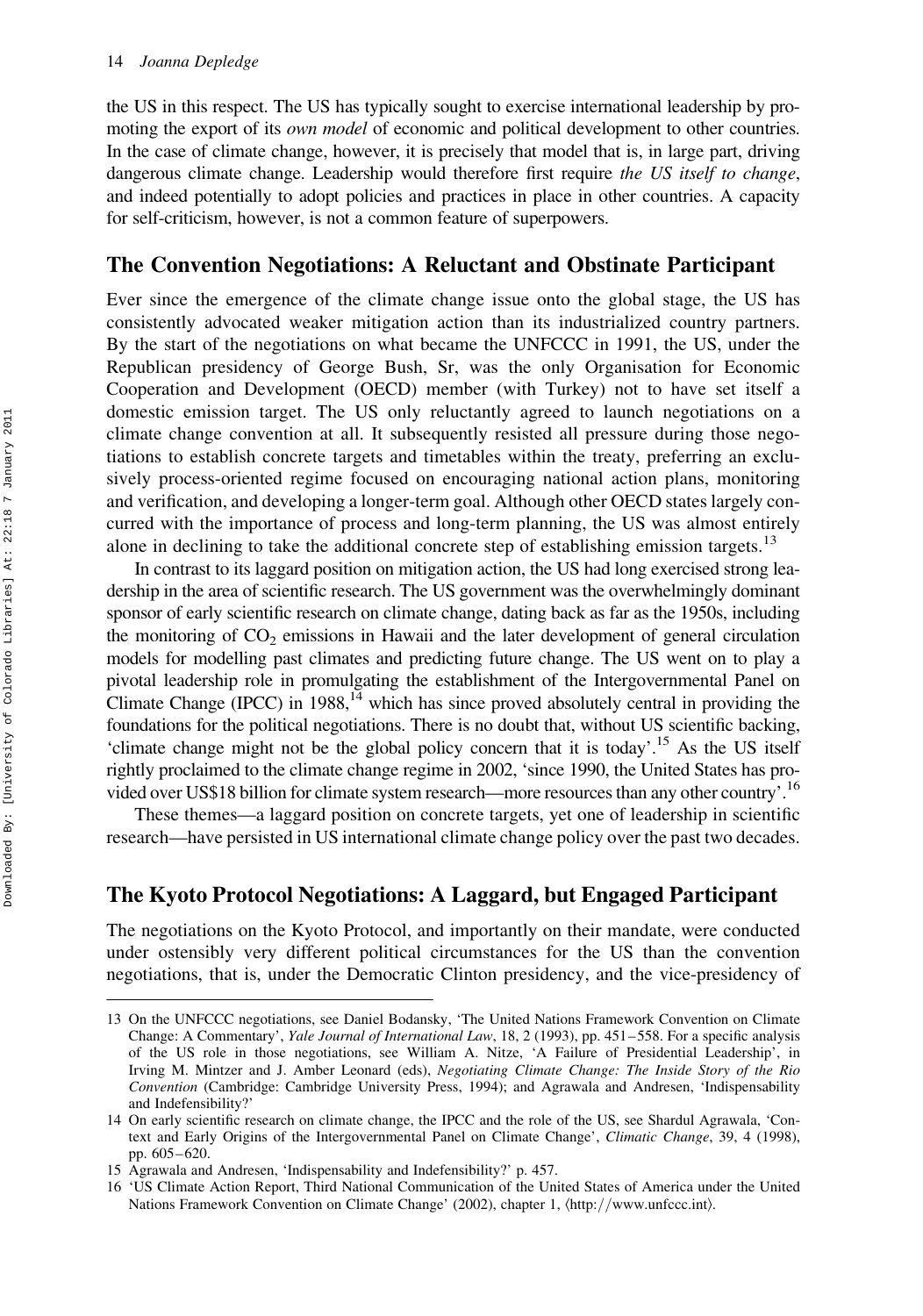the US in this respect. The US has typically sought to exercise international leadership by promoting the export of its *own model* of economic and political development to other countries. In the case of climate change, however, it is precisely that model that is, in large part, driving dangerous climate change. Leadership would therefore first require *the US itself to change*, and indeed potentially to adopt policies and practices in place in other countries. A capacity for self-criticism, however, is not a common feature of superpowers.

## The Convention Negotiations: A Reluctant and Obstinate Participant

Ever since the emergence of the climate change issue onto the global stage, the US has consistently advocated weaker mitigation action than its industrialized country partners. By the start of the negotiations on what became the UNFCCC in 1991, the US, under the Republican presidency of George Bush, Sr, was the only Organisation for Economic Cooperation and Development (OECD) member (with Turkey) not to have set itself a domestic emission target. The US only reluctantly agreed to launch negotiations on a climate change convention at all. It subsequently resisted all pressure during those negotiations to establish concrete targets and timetables within the treaty, preferring an exclusively process-oriented regime focused on encouraging national action plans, monitoring and verification, and developing a longer-term goal. Although other OECD states largely concurred with the importance of process and long-term planning, the US was almost entirely alone in declining to take the additional concrete step of establishing emission targets.[13]

In contrast to its laggard position on mitigation action, the US had long exercised strong leadership in the area of scientific research. The US government was the overwhelmingly dominant sponsor of early scientific research on climate change, dating back as far as the 1950s, including the monitoring of $CO_2$ emissions in Hawaii and the later development of general circulation models for modelling past climates and predicting future change. The US went on to play a pivotal leadership role in promulgating the establishment of the Intergovernmental Panel on Climate Change (IPCC) in 1988,[14] which has since proved absolutely central in providing the foundations for the political negotiations. There is no doubt that, without US scientific backing, 'climate change might not be the global policy concern that it is today'.[15] As the US itself rightly proclaimed to the climate change regime in 2002, 'since 1990, the United States has provided over US$18 billion for climate system research—more resources than any other country'.[16]

These themes—a laggard position on concrete targets, yet one of leadership in scientific research—have persisted in US international climate change policy over the past two decades.

## The Kyoto Protocol Negotiations: A Laggard, but Engaged Participant

The negotiations on the Kyoto Protocol, and importantly on their mandate, were conducted under ostensibly very different political circumstances for the US than the convention negotiations, that is, under the Democratic Clinton presidency, and the vice-presidency of

---

13 On the UNFCCC negotiations, see Daniel Bodansky, 'The United Nations Framework Convention on Climate Change: A Commentary', *Yale Journal of International Law*, 18, 2 (1993), pp. 451–558. For a specific analysis of the US role in those negotiations, see William A. Nitze, 'A Failure of Presidential Leadership', in Irving M. Mintzer and J. Amber Leonard (eds), *Negotiating Climate Change: The Inside Story of the Rio Convention* (Cambridge: Cambridge University Press, 1994); and Agrawala and Andresen, 'Indispensability and Indefensibility?'

14 On early scientific research on climate change, the IPCC and the role of the US, see Shardul Agrawala, 'Context and Early Origins of the Intergovernmental Panel on Climate Change', *Climatic Change*, 39, 4 (1998), pp. 605–620.

15 Agrawala and Andresen, 'Indispensability and Indefensibility?' p. 457.

16 'US Climate Action Report, Third National Communication of the United States of America under the United Nations Framework Convention on Climate Change' (2002), chapter 1, ⟨http://www.unfccc.int⟩.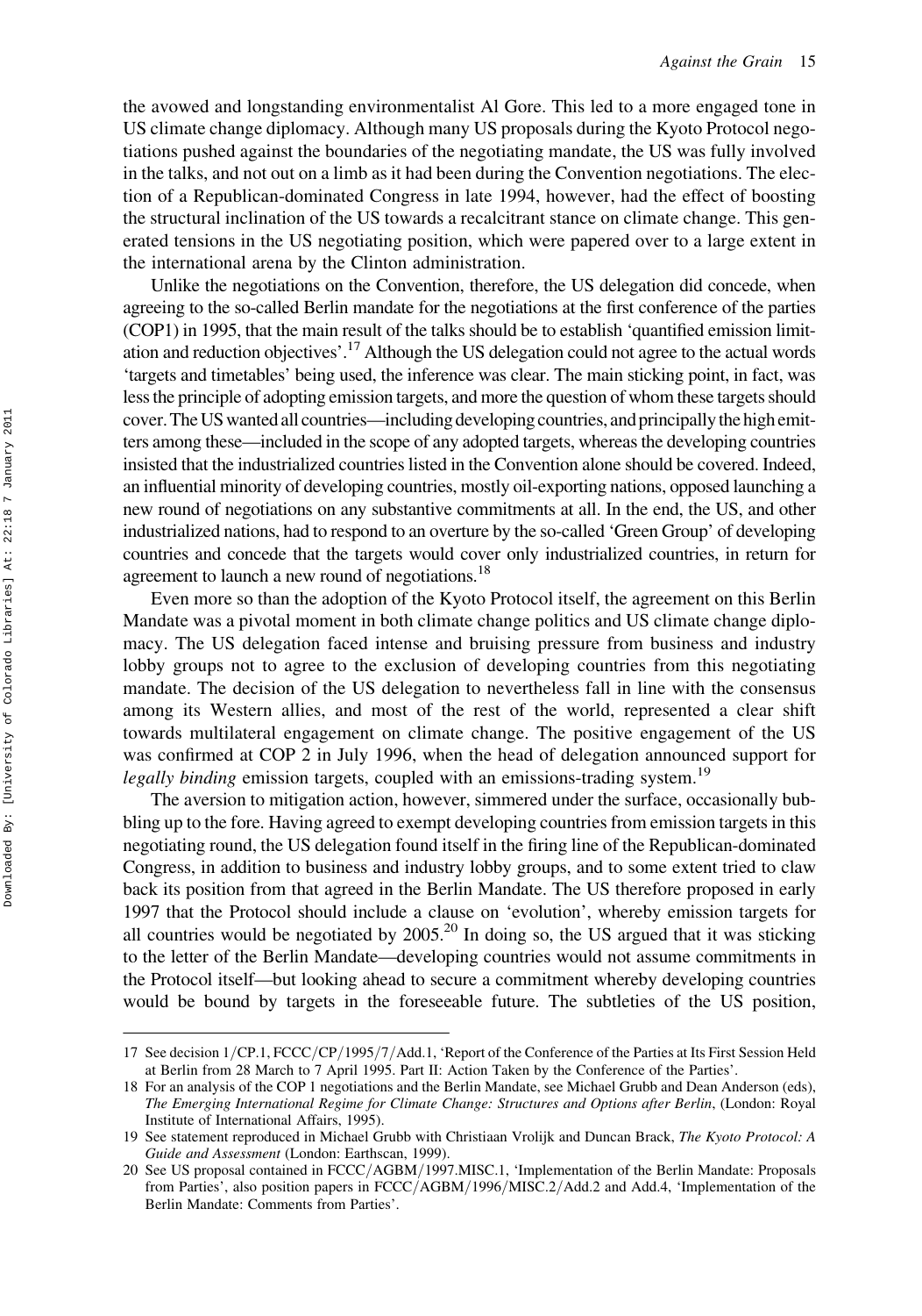the avowed and longstanding environmentalist Al Gore. This led to a more engaged tone in US climate change diplomacy. Although many US proposals during the Kyoto Protocol negotiations pushed against the boundaries of the negotiating mandate, the US was fully involved in the talks, and not out on a limb as it had been during the Convention negotiations. The election of a Republican-dominated Congress in late 1994, however, had the effect of boosting the structural inclination of the US towards a recalcitrant stance on climate change. This generated tensions in the US negotiating position, which were papered over to a large extent in the international arena by the Clinton administration.

Unlike the negotiations on the Convention, therefore, the US delegation did concede, when agreeing to the so-called Berlin mandate for the negotiations at the first conference of the parties (COP1) in 1995, that the main result of the talks should be to establish 'quantified emission limitation and reduction objectives'.[17] Although the US delegation could not agree to the actual words 'targets and timetables' being used, the inference was clear. The main sticking point, in fact, was less the principle of adopting emission targets, and more the question of whom these targets should cover. The US wanted all countries—including developing countries, and principally the high emitters among these—included in the scope of any adopted targets, whereas the developing countries insisted that the industrialized countries listed in the Convention alone should be covered. Indeed, an influential minority of developing countries, mostly oil-exporting nations, opposed launching a new round of negotiations on any substantive commitments at all. In the end, the US, and other industrialized nations, had to respond to an overture by the so-called 'Green Group' of developing countries and concede that the targets would cover only industrialized countries, in return for agreement to launch a new round of negotiations.[18]

Even more so than the adoption of the Kyoto Protocol itself, the agreement on this Berlin Mandate was a pivotal moment in both climate change politics and US climate change diplomacy. The US delegation faced intense and bruising pressure from business and industry lobby groups not to agree to the exclusion of developing countries from this negotiating mandate. The decision of the US delegation to nevertheless fall in line with the consensus among its Western allies, and most of the rest of the world, represented a clear shift towards multilateral engagement on climate change. The positive engagement of the US was confirmed at COP 2 in July 1996, when the head of delegation announced support for *legally binding* emission targets, coupled with an emissions-trading system.[19]

The aversion to mitigation action, however, simmered under the surface, occasionally bubbling up to the fore. Having agreed to exempt developing countries from emission targets in this negotiating round, the US delegation found itself in the firing line of the Republican-dominated Congress, in addition to business and industry lobby groups, and to some extent tried to claw back its position from that agreed in the Berlin Mandate. The US therefore proposed in early 1997 that the Protocol should include a clause on 'evolution', whereby emission targets for all countries would be negotiated by 2005.[20] In doing so, the US argued that it was sticking to the letter of the Berlin Mandate—developing countries would not assume commitments in the Protocol itself—but looking ahead to secure a commitment whereby developing countries would be bound by targets in the foreseeable future. The subtleties of the US position,

---

17 See decision 1/CP.1, FCCC/CP/1995/7/Add.1, 'Report of the Conference of the Parties at Its First Session Held at Berlin from 28 March to 7 April 1995. Part II: Action Taken by the Conference of the Parties'.

18 For an analysis of the COP 1 negotiations and the Berlin Mandate, see Michael Grubb and Dean Anderson (eds), *The Emerging International Regime for Climate Change: Structures and Options after Berlin*, (London: Royal Institute of International Affairs, 1995).

19 See statement reproduced in Michael Grubb with Christiaan Vrolijk and Duncan Brack, *The Kyoto Protocol: A Guide and Assessment* (London: Earthscan, 1999).

20 See US proposal contained in FCCC/AGBM/1997.MISC.1, 'Implementation of the Berlin Mandate: Proposals from Parties', also position papers in FCCC/AGBM/1996/MISC.2/Add.2 and Add.4, 'Implementation of the Berlin Mandate: Comments from Parties'.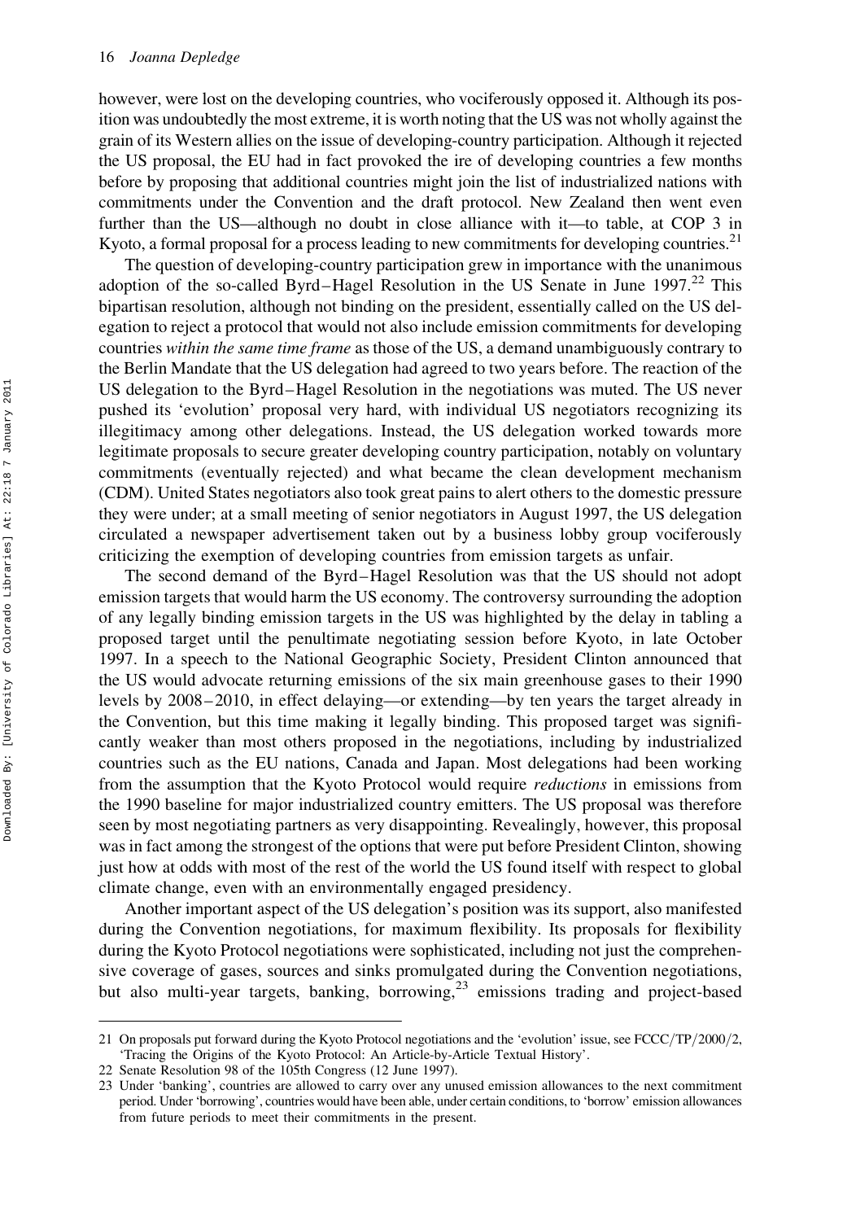however, were lost on the developing countries, who vociferously opposed it. Although its position was undoubtedly the most extreme, it is worth noting that the US was not wholly against the grain of its Western allies on the issue of developing-country participation. Although it rejected the US proposal, the EU had in fact provoked the ire of developing countries a few months before by proposing that additional countries might join the list of industrialized nations with commitments under the Convention and the draft protocol. New Zealand then went even further than the US—although no doubt in close alliance with it—to table, at COP 3 in Kyoto, a formal proposal for a process leading to new commitments for developing countries.[21]

The question of developing-country participation grew in importance with the unanimous adoption of the so-called Byrd–Hagel Resolution in the US Senate in June 1997.[22] This bipartisan resolution, although not binding on the president, essentially called on the US delegation to reject a protocol that would not also include emission commitments for developing countries *within the same time frame* as those of the US, a demand unambiguously contrary to the Berlin Mandate that the US delegation had agreed to two years before. The reaction of the US delegation to the Byrd–Hagel Resolution in the negotiations was muted. The US never pushed its 'evolution' proposal very hard, with individual US negotiators recognizing its illegitimacy among other delegations. Instead, the US delegation worked towards more legitimate proposals to secure greater developing country participation, notably on voluntary commitments (eventually rejected) and what became the clean development mechanism (CDM). United States negotiators also took great pains to alert others to the domestic pressure they were under; at a small meeting of senior negotiators in August 1997, the US delegation circulated a newspaper advertisement taken out by a business lobby group vociferously criticizing the exemption of developing countries from emission targets as unfair.

The second demand of the Byrd–Hagel Resolution was that the US should not adopt emission targets that would harm the US economy. The controversy surrounding the adoption of any legally binding emission targets in the US was highlighted by the delay in tabling a proposed target until the penultimate negotiating session before Kyoto, in late October 1997. In a speech to the National Geographic Society, President Clinton announced that the US would advocate returning emissions of the six main greenhouse gases to their 1990 levels by 2008–2010, in effect delaying—or extending—by ten years the target already in the Convention, but this time making it legally binding. This proposed target was significantly weaker than most others proposed in the negotiations, including by industrialized countries such as the EU nations, Canada and Japan. Most delegations had been working from the assumption that the Kyoto Protocol would require *reductions* in emissions from the 1990 baseline for major industrialized country emitters. The US proposal was therefore seen by most negotiating partners as very disappointing. Revealingly, however, this proposal was in fact among the strongest of the options that were put before President Clinton, showing just how at odds with most of the rest of the world the US found itself with respect to global climate change, even with an environmentally engaged presidency.

Another important aspect of the US delegation's position was its support, also manifested during the Convention negotiations, for maximum flexibility. Its proposals for flexibility during the Kyoto Protocol negotiations were sophisticated, including not just the comprehensive coverage of gases, sources and sinks promulgated during the Convention negotiations, but also multi-year targets, banking, borrowing,[23] emissions trading and project-based

---

21 On proposals put forward during the Kyoto Protocol negotiations and the 'evolution' issue, see FCCC/TP/2000/2, 'Tracing the Origins of the Kyoto Protocol: An Article-by-Article Textual History'.

22 Senate Resolution 98 of the 105th Congress (12 June 1997).

23 Under 'banking', countries are allowed to carry over any unused emission allowances to the next commitment period. Under 'borrowing', countries would have been able, under certain conditions, to 'borrow' emission allowances from future periods to meet their commitments in the present.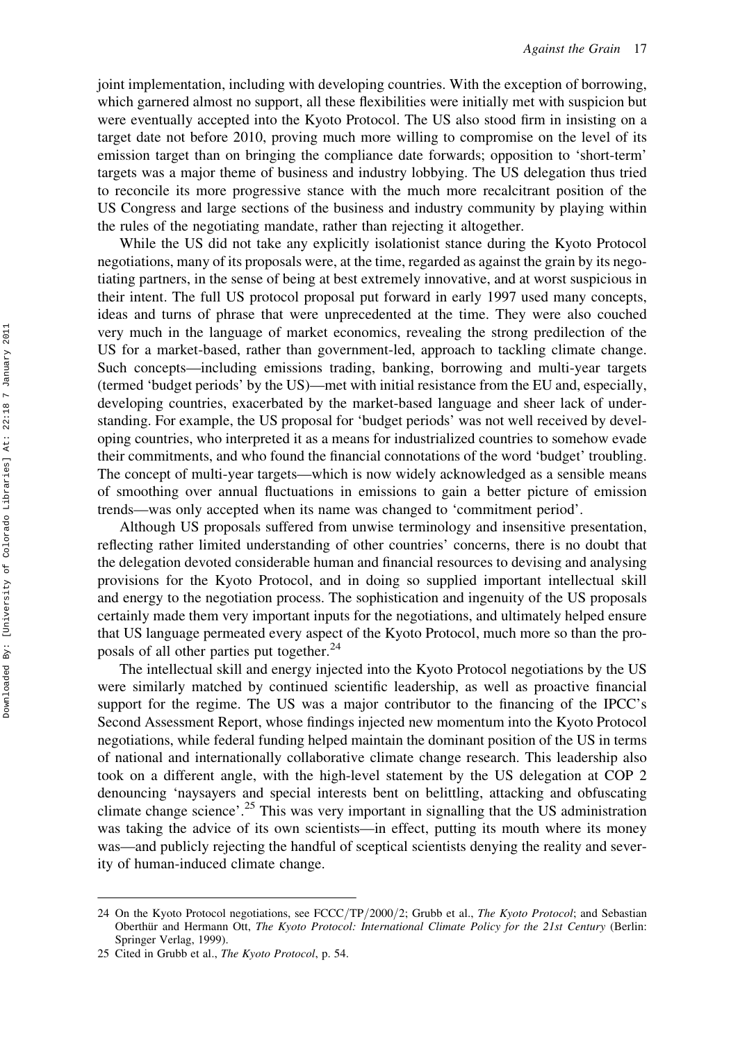joint implementation, including with developing countries. With the exception of borrowing, which garnered almost no support, all these flexibilities were initially met with suspicion but were eventually accepted into the Kyoto Protocol. The US also stood firm in insisting on a target date not before 2010, proving much more willing to compromise on the level of its emission target than on bringing the compliance date forwards; opposition to 'short-term' targets was a major theme of business and industry lobbying. The US delegation thus tried to reconcile its more progressive stance with the much more recalcitrant position of the US Congress and large sections of the business and industry community by playing within the rules of the negotiating mandate, rather than rejecting it altogether.

While the US did not take any explicitly isolationist stance during the Kyoto Protocol negotiations, many of its proposals were, at the time, regarded as against the grain by its negotiating partners, in the sense of being at best extremely innovative, and at worst suspicious in their intent. The full US protocol proposal put forward in early 1997 used many concepts, ideas and turns of phrase that were unprecedented at the time. They were also couched very much in the language of market economics, revealing the strong predilection of the US for a market-based, rather than government-led, approach to tackling climate change. Such concepts—including emissions trading, banking, borrowing and multi-year targets (termed 'budget periods' by the US)—met with initial resistance from the EU and, especially, developing countries, exacerbated by the market-based language and sheer lack of understanding. For example, the US proposal for 'budget periods' was not well received by developing countries, who interpreted it as a means for industrialized countries to somehow evade their commitments, and who found the financial connotations of the word 'budget' troubling. The concept of multi-year targets—which is now widely acknowledged as a sensible means of smoothing over annual fluctuations in emissions to gain a better picture of emission trends—was only accepted when its name was changed to 'commitment period'.

Although US proposals suffered from unwise terminology and insensitive presentation, reflecting rather limited understanding of other countries' concerns, there is no doubt that the delegation devoted considerable human and financial resources to devising and analysing provisions for the Kyoto Protocol, and in doing so supplied important intellectual skill and energy to the negotiation process. The sophistication and ingenuity of the US proposals certainly made them very important inputs for the negotiations, and ultimately helped ensure that US language permeated every aspect of the Kyoto Protocol, much more so than the proposals of all other parties put together.[24]

The intellectual skill and energy injected into the Kyoto Protocol negotiations by the US were similarly matched by continued scientific leadership, as well as proactive financial support for the regime. The US was a major contributor to the financing of the IPCC's Second Assessment Report, whose findings injected new momentum into the Kyoto Protocol negotiations, while federal funding helped maintain the dominant position of the US in terms of national and internationally collaborative climate change research. This leadership also took on a different angle, with the high-level statement by the US delegation at COP 2 denouncing 'naysayers and special interests bent on belittling, attacking and obfuscating climate change science'.[25] This was very important in signalling that the US administration was taking the advice of its own scientists—in effect, putting its mouth where its money was—and publicly rejecting the handful of sceptical scientists denying the reality and severity of human-induced climate change.

---

24 On the Kyoto Protocol negotiations, see FCCC/TP/2000/2; Grubb et al., *The Kyoto Protocol*; and Sebastian Oberthür and Hermann Ott, *The Kyoto Protocol: International Climate Policy for the 21st Century* (Berlin: Springer Verlag, 1999).

25 Cited in Grubb et al., *The Kyoto Protocol*, p. 54.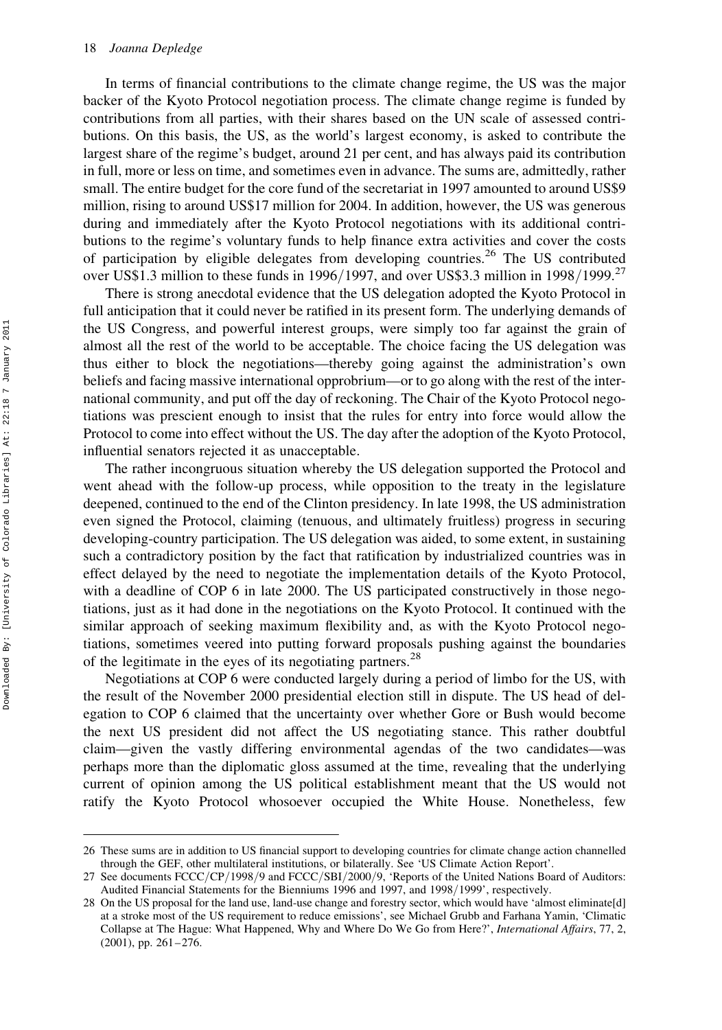In terms of financial contributions to the climate change regime, the US was the major backer of the Kyoto Protocol negotiation process. The climate change regime is funded by contributions from all parties, with their shares based on the UN scale of assessed contributions. On this basis, the US, as the world's largest economy, is asked to contribute the largest share of the regime's budget, around 21 per cent, and has always paid its contribution in full, more or less on time, and sometimes even in advance. The sums are, admittedly, rather small. The entire budget for the core fund of the secretariat in 1997 amounted to around US$9 million, rising to around US$17 million for 2004. In addition, however, the US was generous during and immediately after the Kyoto Protocol negotiations with its additional contributions to the regime's voluntary funds to help finance extra activities and cover the costs of participation by eligible delegates from developing countries.[26] The US contributed over US$1.3 million to these funds in 1996/1997, and over US$3.3 million in 1998/1999.[27]

There is strong anecdotal evidence that the US delegation adopted the Kyoto Protocol in full anticipation that it could never be ratified in its present form. The underlying demands of the US Congress, and powerful interest groups, were simply too far against the grain of almost all the rest of the world to be acceptable. The choice facing the US delegation was thus either to block the negotiations—thereby going against the administration's own beliefs and facing massive international opprobrium—or to go along with the rest of the international community, and put off the day of reckoning. The Chair of the Kyoto Protocol negotiations was prescient enough to insist that the rules for entry into force would allow the Protocol to come into effect without the US. The day after the adoption of the Kyoto Protocol, influential senators rejected it as unacceptable.

The rather incongruous situation whereby the US delegation supported the Protocol and went ahead with the follow-up process, while opposition to the treaty in the legislature deepened, continued to the end of the Clinton presidency. In late 1998, the US administration even signed the Protocol, claiming (tenuous, and ultimately fruitless) progress in securing developing-country participation. The US delegation was aided, to some extent, in sustaining such a contradictory position by the fact that ratification by industrialized countries was in effect delayed by the need to negotiate the implementation details of the Kyoto Protocol, with a deadline of COP 6 in late 2000. The US participated constructively in those negotiations, just as it had done in the negotiations on the Kyoto Protocol. It continued with the similar approach of seeking maximum flexibility and, as with the Kyoto Protocol negotiations, sometimes veered into putting forward proposals pushing against the boundaries of the legitimate in the eyes of its negotiating partners.[28]

Negotiations at COP 6 were conducted largely during a period of limbo for the US, with the result of the November 2000 presidential election still in dispute. The US head of delegation to COP 6 claimed that the uncertainty over whether Gore or Bush would become the next US president did not affect the US negotiating stance. This rather doubtful claim—given the vastly differing environmental agendas of the two candidates—was perhaps more than the diplomatic gloss assumed at the time, revealing that the underlying current of opinion among the US political establishment meant that the US would not ratify the Kyoto Protocol whosoever occupied the White House. Nonetheless, few

---

26 These sums are in addition to US financial support to developing countries for climate change action channelled through the GEF, other multilateral institutions, or bilaterally. See 'US Climate Action Report'.

27 See documents FCCC/CP/1998/9 and FCCC/SBI/2000/9, 'Reports of the United Nations Board of Auditors: Audited Financial Statements for the Bienniums 1996 and 1997, and 1998/1999', respectively.

28 On the US proposal for the land use, land-use change and forestry sector, which would have 'almost eliminate[d] at a stroke most of the US requirement to reduce emissions', see Michael Grubb and Farhana Yamin, 'Climatic Collapse at The Hague: What Happened, Why and Where Do We Go from Here?', *International Affairs*, 77, 2, (2001), pp. 261–276.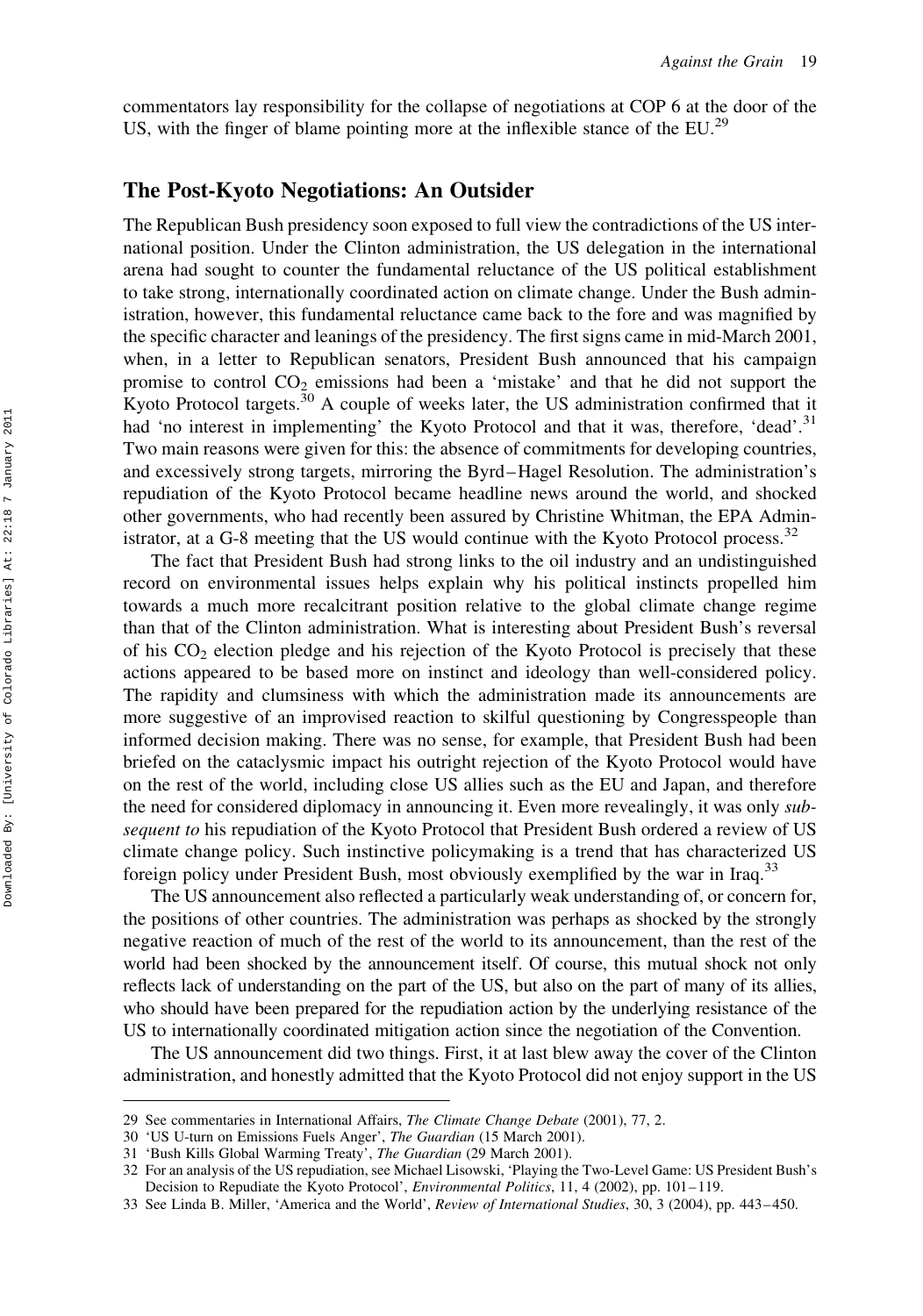commentators lay responsibility for the collapse of negotiations at COP 6 at the door of the US, with the finger of blame pointing more at the inflexible stance of the EU.[29]

## The Post-Kyoto Negotiations: An Outsider

The Republican Bush presidency soon exposed to full view the contradictions of the US international position. Under the Clinton administration, the US delegation in the international arena had sought to counter the fundamental reluctance of the US political establishment to take strong, internationally coordinated action on climate change. Under the Bush administration, however, this fundamental reluctance came back to the fore and was magnified by the specific character and leanings of the presidency. The first signs came in mid-March 2001, when, in a letter to Republican senators, President Bush announced that his campaign promise to control $CO_2$ emissions had been a 'mistake' and that he did not support the Kyoto Protocol targets.[30] A couple of weeks later, the US administration confirmed that it had 'no interest in implementing' the Kyoto Protocol and that it was, therefore, 'dead'.[31] Two main reasons were given for this: the absence of commitments for developing countries, and excessively strong targets, mirroring the Byrd–Hagel Resolution. The administration's repudiation of the Kyoto Protocol became headline news around the world, and shocked other governments, who had recently been assured by Christine Whitman, the EPA Administrator, at a G-8 meeting that the US would continue with the Kyoto Protocol process.[32]

The fact that President Bush had strong links to the oil industry and an undistinguished record on environmental issues helps explain why his political instincts propelled him towards a much more recalcitrant position relative to the global climate change regime than that of the Clinton administration. What is interesting about President Bush's reversal of his $CO_2$ election pledge and his rejection of the Kyoto Protocol is precisely that these actions appeared to be based more on instinct and ideology than well-considered policy. The rapidity and clumsiness with which the administration made its announcements are more suggestive of an improvised reaction to skilful questioning by Congresspeople than informed decision making. There was no sense, for example, that President Bush had been briefed on the cataclysmic impact his outright rejection of the Kyoto Protocol would have on the rest of the world, including close US allies such as the EU and Japan, and therefore the need for considered diplomacy in announcing it. Even more revealingly, it was only *subsequent to* his repudiation of the Kyoto Protocol that President Bush ordered a review of US climate change policy. Such instinctive policymaking is a trend that has characterized US foreign policy under President Bush, most obviously exemplified by the war in Iraq.[33]

The US announcement also reflected a particularly weak understanding of, or concern for, the positions of other countries. The administration was perhaps as shocked by the strongly negative reaction of much of the rest of the world to its announcement, than the rest of the world had been shocked by the announcement itself. Of course, this mutual shock not only reflects lack of understanding on the part of the US, but also on the part of many of its allies, who should have been prepared for the repudiation action by the underlying resistance of the US to internationally coordinated mitigation action since the negotiation of the Convention.

The US announcement did two things. First, it at last blew away the cover of the Clinton administration, and honestly admitted that the Kyoto Protocol did not enjoy support in the US

---

29 See commentaries in International Affairs, *The Climate Change Debate* (2001), 77, 2.

30 'US U-turn on Emissions Fuels Anger', *The Guardian* (15 March 2001).

31 'Bush Kills Global Warming Treaty', *The Guardian* (29 March 2001).

32 For an analysis of the US repudiation, see Michael Lisowski, 'Playing the Two-Level Game: US President Bush's Decision to Repudiate the Kyoto Protocol', *Environmental Politics*, 11, 4 (2002), pp. 101–119.

33 See Linda B. Miller, 'America and the World', *Review of International Studies*, 30, 3 (2004), pp. 443–450.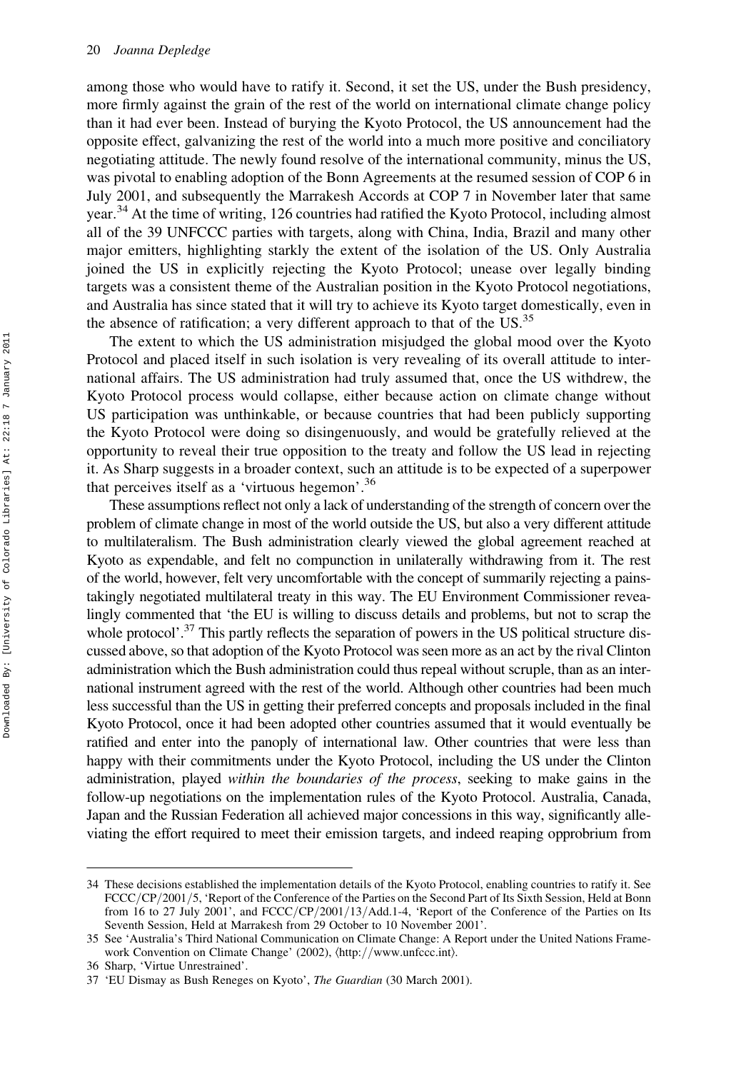among those who would have to ratify it. Second, it set the US, under the Bush presidency, more firmly against the grain of the rest of the world on international climate change policy than it had ever been. Instead of burying the Kyoto Protocol, the US announcement had the opposite effect, galvanizing the rest of the world into a much more positive and conciliatory negotiating attitude. The newly found resolve of the international community, minus the US, was pivotal to enabling adoption of the Bonn Agreements at the resumed session of COP 6 in July 2001, and subsequently the Marrakesh Accords at COP 7 in November later that same year.[34] At the time of writing, 126 countries had ratified the Kyoto Protocol, including almost all of the 39 UNFCCC parties with targets, along with China, India, Brazil and many other major emitters, highlighting starkly the extent of the isolation of the US. Only Australia joined the US in explicitly rejecting the Kyoto Protocol; unease over legally binding targets was a consistent theme of the Australian position in the Kyoto Protocol negotiations, and Australia has since stated that it will try to achieve its Kyoto target domestically, even in the absence of ratification; a very different approach to that of the US.[35]

The extent to which the US administration misjudged the global mood over the Kyoto Protocol and placed itself in such isolation is very revealing of its overall attitude to international affairs. The US administration had truly assumed that, once the US withdrew, the Kyoto Protocol process would collapse, either because action on climate change without US participation was unthinkable, or because countries that had been publicly supporting the Kyoto Protocol were doing so disingenuously, and would be gratefully relieved at the opportunity to reveal their true opposition to the treaty and follow the US lead in rejecting it. As Sharp suggests in a broader context, such an attitude is to be expected of a superpower that perceives itself as a 'virtuous hegemon'.[36]

These assumptions reflect not only a lack of understanding of the strength of concern over the problem of climate change in most of the world outside the US, but also a very different attitude to multilateralism. The Bush administration clearly viewed the global agreement reached at Kyoto as expendable, and felt no compunction in unilaterally withdrawing from it. The rest of the world, however, felt very uncomfortable with the concept of summarily rejecting a painstakingly negotiated multilateral treaty in this way. The EU Environment Commissioner revealingly commented that 'the EU is willing to discuss details and problems, but not to scrap the whole protocol'.[37] This partly reflects the separation of powers in the US political structure discussed above, so that adoption of the Kyoto Protocol was seen more as an act by the rival Clinton administration which the Bush administration could thus repeal without scruple, than as an international instrument agreed with the rest of the world. Although other countries had been much less successful than the US in getting their preferred concepts and proposals included in the final Kyoto Protocol, once it had been adopted other countries assumed that it would eventually be ratified and enter into the panoply of international law. Other countries that were less than happy with their commitments under the Kyoto Protocol, including the US under the Clinton administration, played *within the boundaries of the process*, seeking to make gains in the follow-up negotiations on the implementation rules of the Kyoto Protocol. Australia, Canada, Japan and the Russian Federation all achieved major concessions in this way, significantly alleviating the effort required to meet their emission targets, and indeed reaping opprobrium from

---

34 These decisions established the implementation details of the Kyoto Protocol, enabling countries to ratify it. See FCCC/CP/2001/5, 'Report of the Conference of the Parties on the Second Part of Its Sixth Session, Held at Bonn from 16 to 27 July 2001', and FCCC/CP/2001/13/Add.1-4, 'Report of the Conference of the Parties on Its Seventh Session, Held at Marrakesh from 29 October to 10 November 2001'.

35 See 'Australia's Third National Communication on Climate Change: A Report under the United Nations Framework Convention on Climate Change' (2002), ⟨http://www.unfccc.int⟩.

36 Sharp, 'Virtue Unrestrained'.

37 'EU Dismay as Bush Reneges on Kyoto', *The Guardian* (30 March 2001).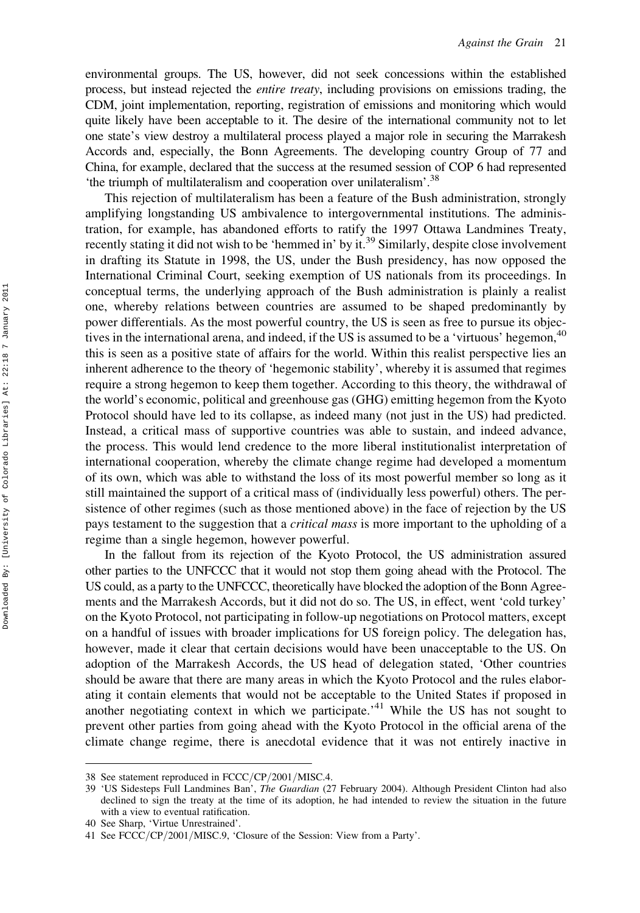environmental groups. The US, however, did not seek concessions within the established process, but instead rejected the *entire treaty*, including provisions on emissions trading, the CDM, joint implementation, reporting, registration of emissions and monitoring which would quite likely have been acceptable to it. The desire of the international community not to let one state's view destroy a multilateral process played a major role in securing the Marrakesh Accords and, especially, the Bonn Agreements. The developing country Group of 77 and China, for example, declared that the success at the resumed session of COP 6 had represented 'the triumph of multilateralism and cooperation over unilateralism'.[38]

This rejection of multilateralism has been a feature of the Bush administration, strongly amplifying longstanding US ambivalence to intergovernmental institutions. The administration, for example, has abandoned efforts to ratify the 1997 Ottawa Landmines Treaty, recently stating it did not wish to be 'hemmed in' by it.[39] Similarly, despite close involvement in drafting its Statute in 1998, the US, under the Bush presidency, has now opposed the International Criminal Court, seeking exemption of US nationals from its proceedings. In conceptual terms, the underlying approach of the Bush administration is plainly a realist one, whereby relations between countries are assumed to be shaped predominantly by power differentials. As the most powerful country, the US is seen as free to pursue its objectives in the international arena, and indeed, if the US is assumed to be a 'virtuous' hegemon,[40] this is seen as a positive state of affairs for the world. Within this realist perspective lies an inherent adherence to the theory of 'hegemonic stability', whereby it is assumed that regimes require a strong hegemon to keep them together. According to this theory, the withdrawal of the world's economic, political and greenhouse gas (GHG) emitting hegemon from the Kyoto Protocol should have led to its collapse, as indeed many (not just in the US) had predicted. Instead, a critical mass of supportive countries was able to sustain, and indeed advance, the process. This would lend credence to the more liberal institutionalist interpretation of international cooperation, whereby the climate change regime had developed a momentum of its own, which was able to withstand the loss of its most powerful member so long as it still maintained the support of a critical mass of (individually less powerful) others. The persistence of other regimes (such as those mentioned above) in the face of rejection by the US pays testament to the suggestion that a *critical mass* is more important to the upholding of a regime than a single hegemon, however powerful.

In the fallout from its rejection of the Kyoto Protocol, the US administration assured other parties to the UNFCCC that it would not stop them going ahead with the Protocol. The US could, as a party to the UNFCCC, theoretically have blocked the adoption of the Bonn Agreements and the Marrakesh Accords, but it did not do so. The US, in effect, went 'cold turkey' on the Kyoto Protocol, not participating in follow-up negotiations on Protocol matters, except on a handful of issues with broader implications for US foreign policy. The delegation has, however, made it clear that certain decisions would have been unacceptable to the US. On adoption of the Marrakesh Accords, the US head of delegation stated, 'Other countries should be aware that there are many areas in which the Kyoto Protocol and the rules elaborating it contain elements that would not be acceptable to the United States if proposed in another negotiating context in which we participate.'[41] While the US has not sought to prevent other parties from going ahead with the Kyoto Protocol in the official arena of the climate change regime, there is anecdotal evidence that it was not entirely inactive in

---

38 See statement reproduced in FCCC/CP/2001/MISC.4.

39 'US Sidesteps Full Landmines Ban', *The Guardian* (27 February 2004). Although President Clinton had also declined to sign the treaty at the time of its adoption, he had intended to review the situation in the future with a view to eventual ratification.

40 See Sharp, 'Virtue Unrestrained'.

41 See FCCC/CP/2001/MISC.9, 'Closure of the Session: View from a Party'.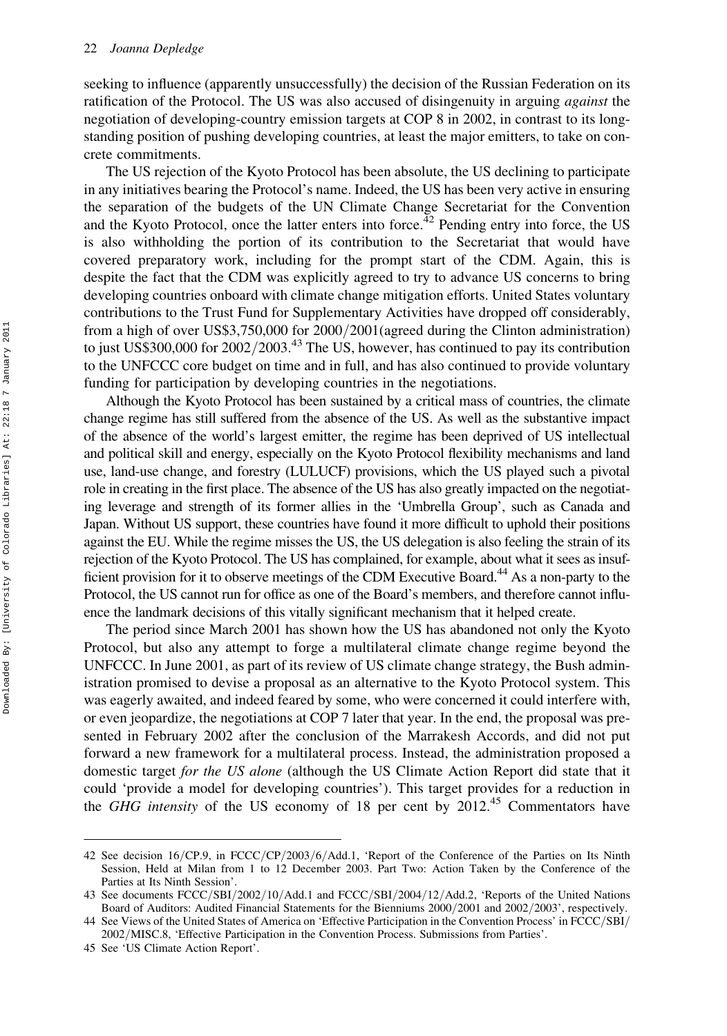seeking to influence (apparently unsuccessfully) the decision of the Russian Federation on its ratification of the Protocol. The US was also accused of disingenuity in arguing *against* the negotiation of developing-country emission targets at COP 8 in 2002, in contrast to its long-standing position of pushing developing countries, at least the major emitters, to take on concrete commitments.

The US rejection of the Kyoto Protocol has been absolute, the US declining to participate in any initiatives bearing the Protocol's name. Indeed, the US has been very active in ensuring the separation of the budgets of the UN Climate Change Secretariat for the Convention and the Kyoto Protocol, once the latter enters into force.[42] Pending entry into force, the US is also withholding the portion of its contribution to the Secretariat that would have covered preparatory work, including for the prompt start of the CDM. Again, this is despite the fact that the CDM was explicitly agreed to try to advance US concerns to bring developing countries onboard with climate change mitigation efforts. United States voluntary contributions to the Trust Fund for Supplementary Activities have dropped off considerably, from a high of over US$3,750,000 for 2000/2001(agreed during the Clinton administration) to just US$300,000 for 2002/2003.[43] The US, however, has continued to pay its contribution to the UNFCCC core budget on time and in full, and has also continued to provide voluntary funding for participation by developing countries in the negotiations.

Although the Kyoto Protocol has been sustained by a critical mass of countries, the climate change regime has still suffered from the absence of the US. As well as the substantive impact of the absence of the world's largest emitter, the regime has been deprived of US intellectual and political skill and energy, especially on the Kyoto Protocol flexibility mechanisms and land use, land-use change, and forestry (LULUCF) provisions, which the US played such a pivotal role in creating in the first place. The absence of the US has also greatly impacted on the negotiating leverage and strength of its former allies in the 'Umbrella Group', such as Canada and Japan. Without US support, these countries have found it more difficult to uphold their positions against the EU. While the regime misses the US, the US delegation is also feeling the strain of its rejection of the Kyoto Protocol. The US has complained, for example, about what it sees as insufficient provision for it to observe meetings of the CDM Executive Board.[44] As a non-party to the Protocol, the US cannot run for office as one of the Board's members, and therefore cannot influence the landmark decisions of this vitally significant mechanism that it helped create.

The period since March 2001 has shown how the US has abandoned not only the Kyoto Protocol, but also any attempt to forge a multilateral climate change regime beyond the UNFCCC. In June 2001, as part of its review of US climate change strategy, the Bush administration promised to devise a proposal as an alternative to the Kyoto Protocol system. This was eagerly awaited, and indeed feared by some, who were concerned it could interfere with, or even jeopardize, the negotiations at COP 7 later that year. In the end, the proposal was presented in February 2002 after the conclusion of the Marrakesh Accords, and did not put forward a new framework for a multilateral process. Instead, the administration proposed a domestic target *for the US alone* (although the US Climate Action Report did state that it could 'provide a model for developing countries'). This target provides for a reduction in the *GHG intensity* of the US economy of 18 per cent by 2012.[45] Commentators have

---

42 See decision 16/CP.9, in FCCC/CP/2003/6/Add.1, 'Report of the Conference of the Parties on Its Ninth Session, Held at Milan from 1 to 12 December 2003. Part Two: Action Taken by the Conference of the Parties at Its Ninth Session'.

43 See documents FCCC/SBI/2002/10/Add.1 and FCCC/SBI/2004/12/Add.2, 'Reports of the United Nations Board of Auditors: Audited Financial Statements for the Bienniums 2000/2001 and 2002/2003', respectively.

44 See Views of the United States of America on 'Effective Participation in the Convention Process' in FCCC/SBI/2002/MISC.8, 'Effective Participation in the Convention Process. Submissions from Parties'.

45 See 'US Climate Action Report'.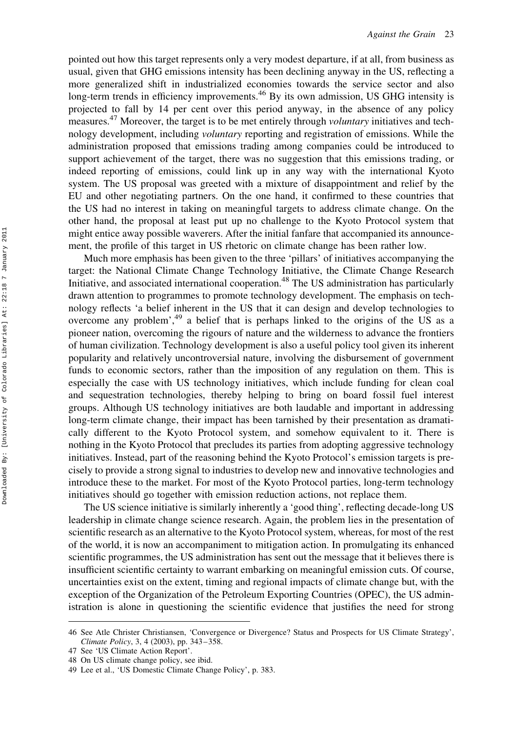pointed out how this target represents only a very modest departure, if at all, from business as usual, given that GHG emissions intensity has been declining anyway in the US, reflecting a more generalized shift in industrialized economies towards the service sector and also long-term trends in efficiency improvements.[46] By its own admission, US GHG intensity is projected to fall by 14 per cent over this period anyway, in the absence of any policy measures.[47] Moreover, the target is to be met entirely through *voluntary* initiatives and technology development, including *voluntary* reporting and registration of emissions. While the administration proposed that emissions trading among companies could be introduced to support achievement of the target, there was no suggestion that this emissions trading, or indeed reporting of emissions, could link up in any way with the international Kyoto system. The US proposal was greeted with a mixture of disappointment and relief by the EU and other negotiating partners. On the one hand, it confirmed to these countries that the US had no interest in taking on meaningful targets to address climate change. On the other hand, the proposal at least put up no challenge to the Kyoto Protocol system that might entice away possible waverers. After the initial fanfare that accompanied its announcement, the profile of this target in US rhetoric on climate change has been rather low.

Much more emphasis has been given to the three 'pillars' of initiatives accompanying the target: the National Climate Change Technology Initiative, the Climate Change Research Initiative, and associated international cooperation.[48] The US administration has particularly drawn attention to programmes to promote technology development. The emphasis on technology reflects 'a belief inherent in the US that it can design and develop technologies to overcome any problem',[49] a belief that is perhaps linked to the origins of the US as a pioneer nation, overcoming the rigours of nature and the wilderness to advance the frontiers of human civilization. Technology development is also a useful policy tool given its inherent popularity and relatively uncontroversial nature, involving the disbursement of government funds to economic sectors, rather than the imposition of any regulation on them. This is especially the case with US technology initiatives, which include funding for clean coal and sequestration technologies, thereby helping to bring on board fossil fuel interest groups. Although US technology initiatives are both laudable and important in addressing long-term climate change, their impact has been tarnished by their presentation as dramatically different to the Kyoto Protocol system, and somehow equivalent to it. There is nothing in the Kyoto Protocol that precludes its parties from adopting aggressive technology initiatives. Instead, part of the reasoning behind the Kyoto Protocol's emission targets is precisely to provide a strong signal to industries to develop new and innovative technologies and introduce these to the market. For most of the Kyoto Protocol parties, long-term technology initiatives should go together with emission reduction actions, not replace them.

The US science initiative is similarly inherently a 'good thing', reflecting decade-long US leadership in climate change science research. Again, the problem lies in the presentation of scientific research as an alternative to the Kyoto Protocol system, whereas, for most of the rest of the world, it is now an accompaniment to mitigation action. In promulgating its enhanced scientific programmes, the US administration has sent out the message that it believes there is insufficient scientific certainty to warrant embarking on meaningful emission cuts. Of course, uncertainties exist on the extent, timing and regional impacts of climate change but, with the exception of the Organization of the Petroleum Exporting Countries (OPEC), the US administration is alone in questioning the scientific evidence that justifies the need for strong

---

46 See Atle Christer Christiansen, 'Convergence or Divergence? Status and Prospects for US Climate Strategy', *Climate Policy*, 3, 4 (2003), pp. 343–358.

47 See 'US Climate Action Report'.

48 On US climate change policy, see ibid.

49 Lee et al., 'US Domestic Climate Change Policy', p. 383.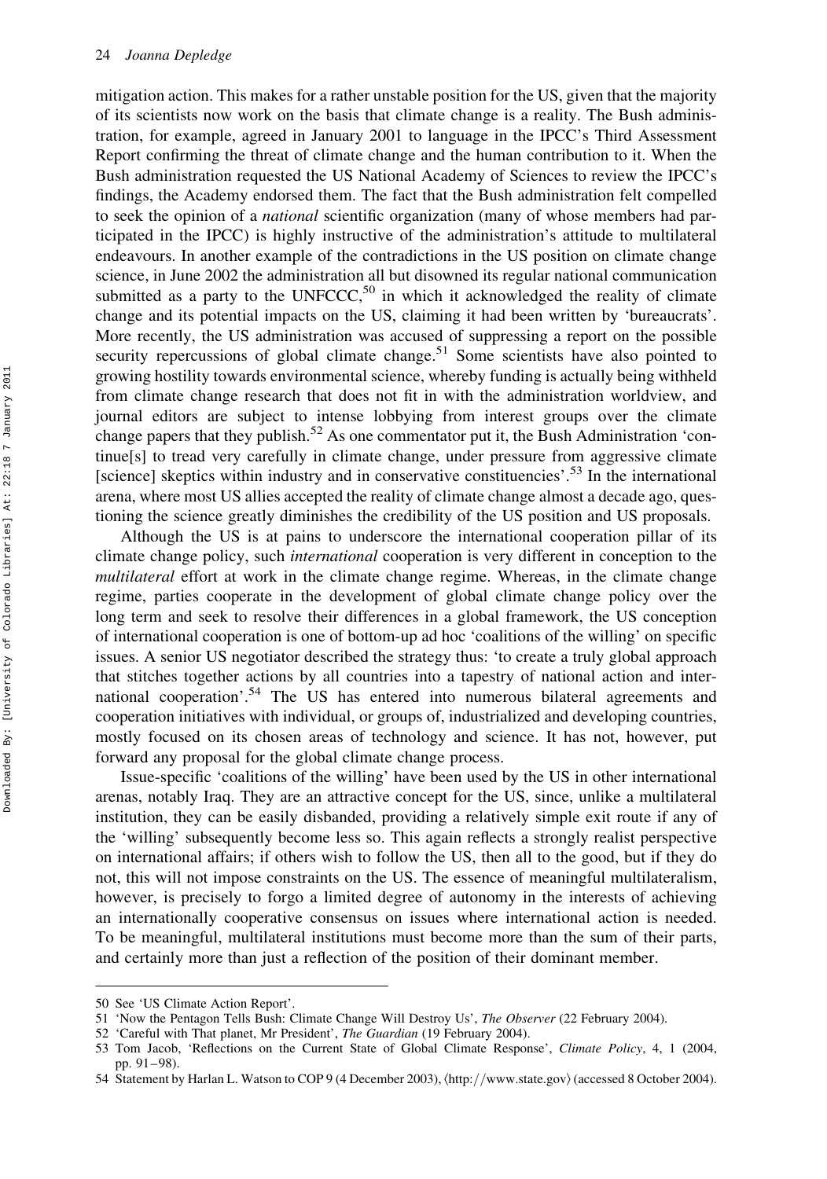mitigation action. This makes for a rather unstable position for the US, given that the majority of its scientists now work on the basis that climate change is a reality. The Bush administration, for example, agreed in January 2001 to language in the IPCC's Third Assessment Report confirming the threat of climate change and the human contribution to it. When the Bush administration requested the US National Academy of Sciences to review the IPCC's findings, the Academy endorsed them. The fact that the Bush administration felt compelled to seek the opinion of a *national* scientific organization (many of whose members had participated in the IPCC) is highly instructive of the administration's attitude to multilateral endeavours. In another example of the contradictions in the US position on climate change science, in June 2002 the administration all but disowned its regular national communication submitted as a party to the UNFCCC,[50] in which it acknowledged the reality of climate change and its potential impacts on the US, claiming it had been written by 'bureaucrats'. More recently, the US administration was accused of suppressing a report on the possible security repercussions of global climate change.[51] Some scientists have also pointed to growing hostility towards environmental science, whereby funding is actually being withheld from climate change research that does not fit in with the administration worldview, and journal editors are subject to intense lobbying from interest groups over the climate change papers that they publish.[52] As one commentator put it, the Bush Administration 'continue[s] to tread very carefully in climate change, under pressure from aggressive climate [science] skeptics within industry and in conservative constituencies'.[53] In the international arena, where most US allies accepted the reality of climate change almost a decade ago, questioning the science greatly diminishes the credibility of the US position and US proposals.

Although the US is at pains to underscore the international cooperation pillar of its climate change policy, such *international* cooperation is very different in conception to the *multilateral* effort at work in the climate change regime. Whereas, in the climate change regime, parties cooperate in the development of global climate change policy over the long term and seek to resolve their differences in a global framework, the US conception of international cooperation is one of bottom-up ad hoc 'coalitions of the willing' on specific issues. A senior US negotiator described the strategy thus: 'to create a truly global approach that stitches together actions by all countries into a tapestry of national action and international cooperation'.[54] The US has entered into numerous bilateral agreements and cooperation initiatives with individual, or groups of, industrialized and developing countries, mostly focused on its chosen areas of technology and science. It has not, however, put forward any proposal for the global climate change process.

Issue-specific 'coalitions of the willing' have been used by the US in other international arenas, notably Iraq. They are an attractive concept for the US, since, unlike a multilateral institution, they can be easily disbanded, providing a relatively simple exit route if any of the 'willing' subsequently become less so. This again reflects a strongly realist perspective on international affairs; if others wish to follow the US, then all to the good, but if they do not, this will not impose constraints on the US. The essence of meaningful multilateralism, however, is precisely to forgo a limited degree of autonomy in the interests of achieving an internationally cooperative consensus on issues where international action is needed. To be meaningful, multilateral institutions must become more than the sum of their parts, and certainly more than just a reflection of the position of their dominant member.

---

50 See 'US Climate Action Report'.

51 'Now the Pentagon Tells Bush: Climate Change Will Destroy Us', *The Observer* (22 February 2004).

52 'Careful with That planet, Mr President', *The Guardian* (19 February 2004).

53 Tom Jacob, 'Reflections on the Current State of Global Climate Response', *Climate Policy*, 4, 1 (2004, pp. 91–98).

54 Statement by Harlan L. Watson to COP 9 (4 December 2003), ⟨http://www.state.gov⟩ (accessed 8 October 2004).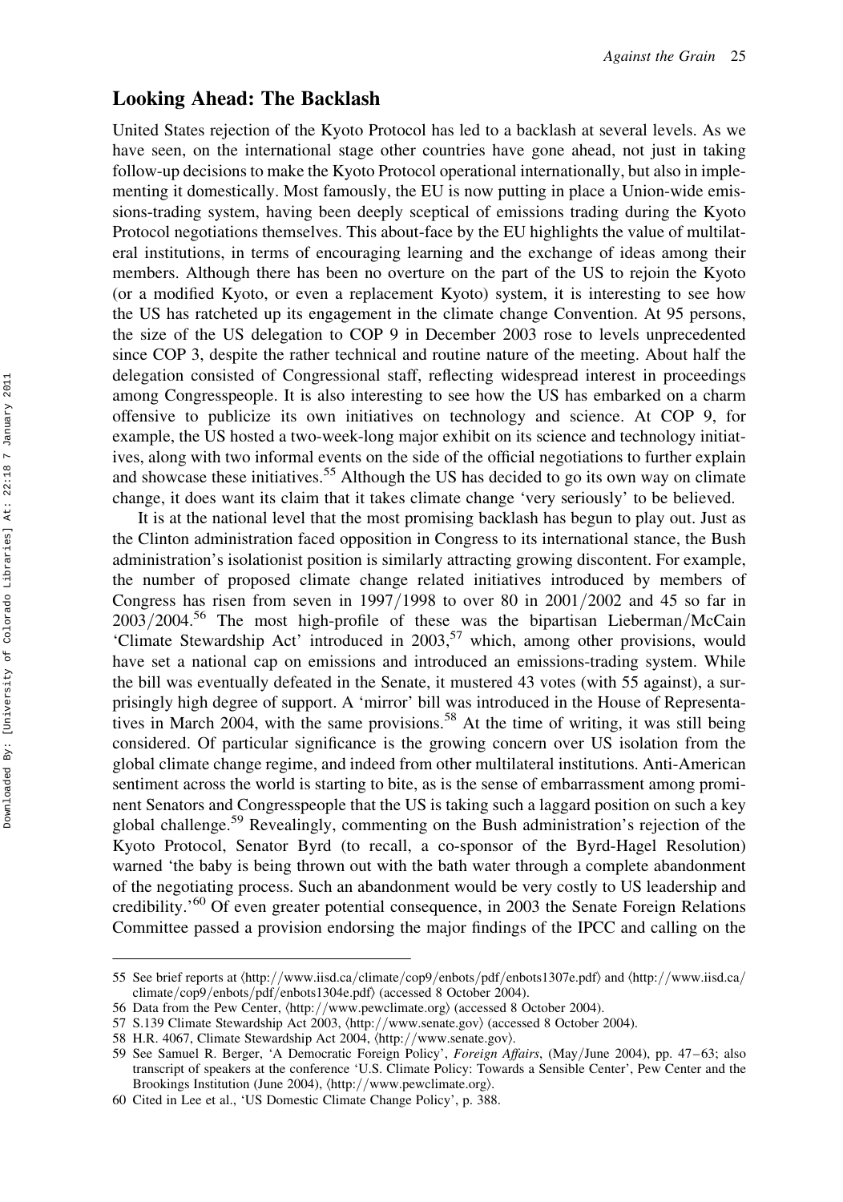## Looking Ahead: The Backlash

United States rejection of the Kyoto Protocol has led to a backlash at several levels. As we have seen, on the international stage other countries have gone ahead, not just in taking follow-up decisions to make the Kyoto Protocol operational internationally, but also in implementing it domestically. Most famously, the EU is now putting in place a Union-wide emissions-trading system, having been deeply sceptical of emissions trading during the Kyoto Protocol negotiations themselves. This about-face by the EU highlights the value of multilateral institutions, in terms of encouraging learning and the exchange of ideas among their members. Although there has been no overture on the part of the US to rejoin the Kyoto (or a modified Kyoto, or even a replacement Kyoto) system, it is interesting to see how the US has ratcheted up its engagement in the climate change Convention. At 95 persons, the size of the US delegation to COP 9 in December 2003 rose to levels unprecedented since COP 3, despite the rather technical and routine nature of the meeting. About half the delegation consisted of Congressional staff, reflecting widespread interest in proceedings among Congresspeople. It is also interesting to see how the US has embarked on a charm offensive to publicize its own initiatives on technology and science. At COP 9, for example, the US hosted a two-week-long major exhibit on its science and technology initiatives, along with two informal events on the side of the official negotiations to further explain and showcase these initiatives.[55] Although the US has decided to go its own way on climate change, it does want its claim that it takes climate change 'very seriously' to be believed.

It is at the national level that the most promising backlash has begun to play out. Just as the Clinton administration faced opposition in Congress to its international stance, the Bush administration's isolationist position is similarly attracting growing discontent. For example, the number of proposed climate change related initiatives introduced by members of Congress has risen from seven in 1997/1998 to over 80 in 2001/2002 and 45 so far in 2003/2004.[56] The most high-profile of these was the bipartisan Lieberman/McCain 'Climate Stewardship Act' introduced in 2003,[57] which, among other provisions, would have set a national cap on emissions and introduced an emissions-trading system. While the bill was eventually defeated in the Senate, it mustered 43 votes (with 55 against), a surprisingly high degree of support. A 'mirror' bill was introduced in the House of Representatives in March 2004, with the same provisions.[58] At the time of writing, it was still being considered. Of particular significance is the growing concern over US isolation from the global climate change regime, and indeed from other multilateral institutions. Anti-American sentiment across the world is starting to bite, as is the sense of embarrassment among prominent Senators and Congresspeople that the US is taking such a laggard position on such a key global challenge.[59] Revealingly, commenting on the Bush administration's rejection of the Kyoto Protocol, Senator Byrd (to recall, a co-sponsor of the Byrd-Hagel Resolution) warned 'the baby is being thrown out with the bath water through a complete abandonment of the negotiating process. Such an abandonment would be very costly to US leadership and credibility.'[60] Of even greater potential consequence, in 2003 the Senate Foreign Relations Committee passed a provision endorsing the major findings of the IPCC and calling on the

---

55 See brief reports at ⟨http://www.iisd.ca/climate/cop9/enbots/pdf/enbots1307e.pdf⟩ and ⟨http://www.iisd.ca/climate/cop9/enbots/pdf/enbots1304e.pdf⟩ (accessed 8 October 2004).

56 Data from the Pew Center, ⟨http://www.pewclimate.org⟩ (accessed 8 October 2004).

57 S.139 Climate Stewardship Act 2003, ⟨http://www.senate.gov⟩ (accessed 8 October 2004).

58 H.R. 4067, Climate Stewardship Act 2004, ⟨http://www.senate.gov⟩.

59 See Samuel R. Berger, 'A Democratic Foreign Policy', *Foreign Affairs*, (May/June 2004), pp. 47–63; also transcript of speakers at the conference 'U.S. Climate Policy: Towards a Sensible Center', Pew Center and the Brookings Institution (June 2004), ⟨http://www.pewclimate.org⟩.

60 Cited in Lee et al., 'US Domestic Climate Change Policy', p. 388.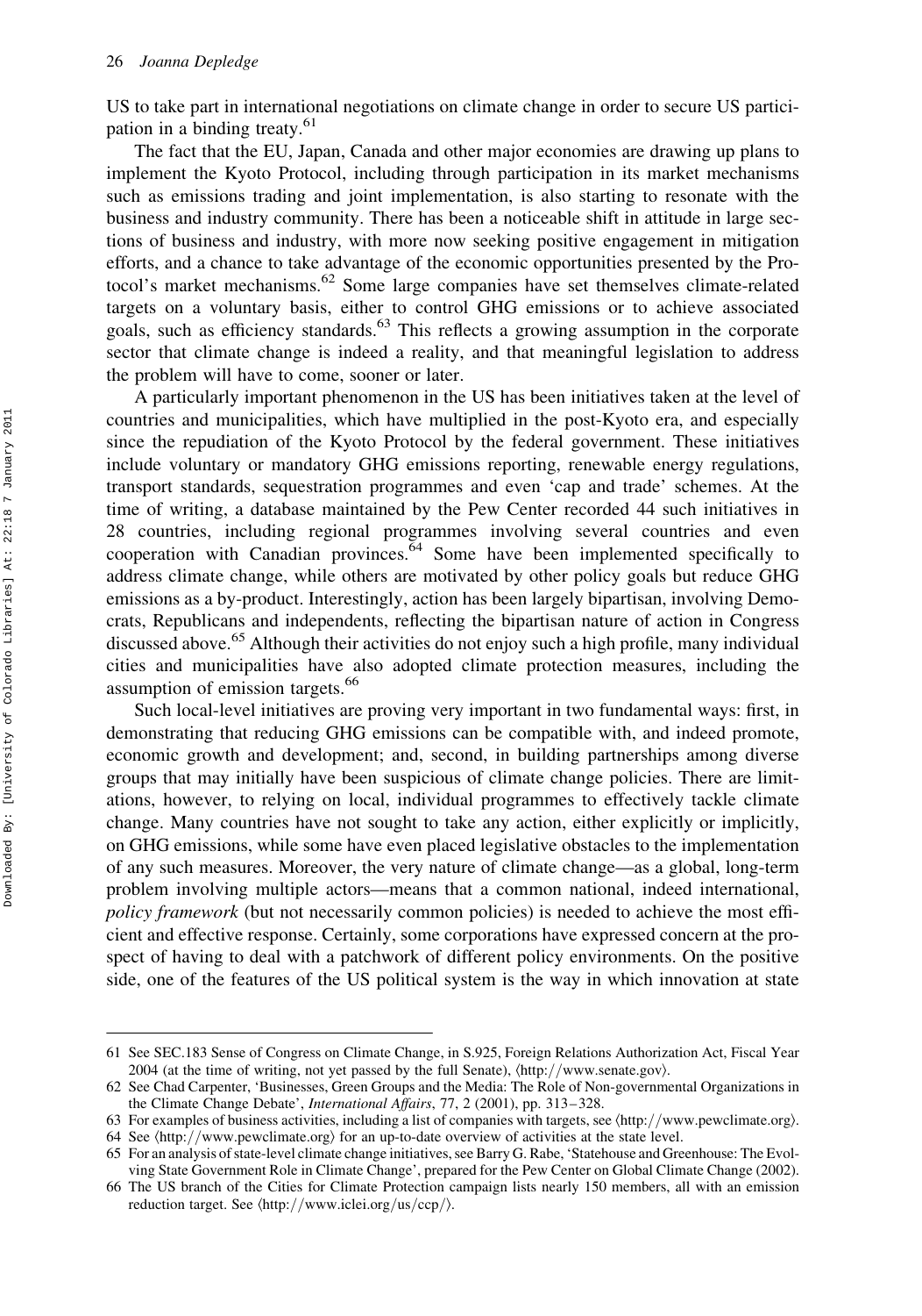US to take part in international negotiations on climate change in order to secure US participation in a binding treaty.[61]

The fact that the EU, Japan, Canada and other major economies are drawing up plans to implement the Kyoto Protocol, including through participation in its market mechanisms such as emissions trading and joint implementation, is also starting to resonate with the business and industry community. There has been a noticeable shift in attitude in large sections of business and industry, with more now seeking positive engagement in mitigation efforts, and a chance to take advantage of the economic opportunities presented by the Protocol's market mechanisms.[62] Some large companies have set themselves climate-related targets on a voluntary basis, either to control GHG emissions or to achieve associated goals, such as efficiency standards.[63] This reflects a growing assumption in the corporate sector that climate change is indeed a reality, and that meaningful legislation to address the problem will have to come, sooner or later.

A particularly important phenomenon in the US has been initiatives taken at the level of countries and municipalities, which have multiplied in the post-Kyoto era, and especially since the repudiation of the Kyoto Protocol by the federal government. These initiatives include voluntary or mandatory GHG emissions reporting, renewable energy regulations, transport standards, sequestration programmes and even 'cap and trade' schemes. At the time of writing, a database maintained by the Pew Center recorded 44 such initiatives in 28 countries, including regional programmes involving several countries and even cooperation with Canadian provinces.[64] Some have been implemented specifically to address climate change, while others are motivated by other policy goals but reduce GHG emissions as a by-product. Interestingly, action has been largely bipartisan, involving Democrats, Republicans and independents, reflecting the bipartisan nature of action in Congress discussed above.[65] Although their activities do not enjoy such a high profile, many individual cities and municipalities have also adopted climate protection measures, including the assumption of emission targets.[66]

Such local-level initiatives are proving very important in two fundamental ways: first, in demonstrating that reducing GHG emissions can be compatible with, and indeed promote, economic growth and development; and, second, in building partnerships among diverse groups that may initially have been suspicious of climate change policies. There are limitations, however, to relying on local, individual programmes to effectively tackle climate change. Many countries have not sought to take any action, either explicitly or implicitly, on GHG emissions, while some have even placed legislative obstacles to the implementation of any such measures. Moreover, the very nature of climate change—as a global, long-term problem involving multiple actors—means that a common national, indeed international, *policy framework* (but not necessarily common policies) is needed to achieve the most efficient and effective response. Certainly, some corporations have expressed concern at the prospect of having to deal with a patchwork of different policy environments. On the positive side, one of the features of the US political system is the way in which innovation at state

---

61 See SEC.183 Sense of Congress on Climate Change, in S.925, Foreign Relations Authorization Act, Fiscal Year 2004 (at the time of writing, not yet passed by the full Senate), ⟨http://www.senate.gov⟩.

62 See Chad Carpenter, 'Businesses, Green Groups and the Media: The Role of Non-governmental Organizations in the Climate Change Debate', *International Affairs*, 77, 2 (2001), pp. 313–328.

63 For examples of business activities, including a list of companies with targets, see ⟨http://www.pewclimate.org⟩.

64 See ⟨http://www.pewclimate.org⟩ for an up-to-date overview of activities at the state level.

65 For an analysis of state-level climate change initiatives, see Barry G. Rabe, 'Statehouse and Greenhouse: The Evolving State Government Role in Climate Change', prepared for the Pew Center on Global Climate Change (2002).

66 The US branch of the Cities for Climate Protection campaign lists nearly 150 members, all with an emission reduction target. See ⟨http://www.iclei.org/us/ccp/⟩.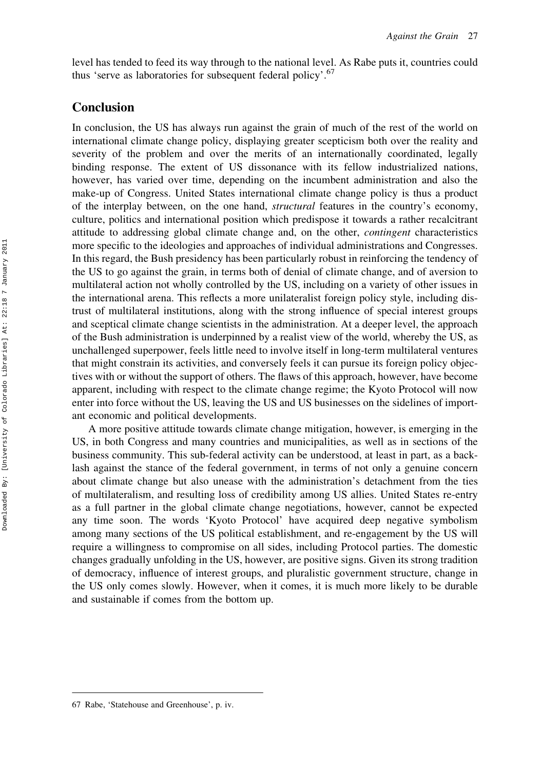level has tended to feed its way through to the national level. As Rabe puts it, countries could thus 'serve as laboratories for subsequent federal policy'.[67]

## Conclusion

In conclusion, the US has always run against the grain of much of the rest of the world on international climate change policy, displaying greater scepticism both over the reality and severity of the problem and over the merits of an internationally coordinated, legally binding response. The extent of US dissonance with its fellow industrialized nations, however, has varied over time, depending on the incumbent administration and also the make-up of Congress. United States international climate change policy is thus a product of the interplay between, on the one hand, *structural* features in the country's economy, culture, politics and international position which predispose it towards a rather recalcitrant attitude to addressing global climate change and, on the other, *contingent* characteristics more specific to the ideologies and approaches of individual administrations and Congresses. In this regard, the Bush presidency has been particularly robust in reinforcing the tendency of the US to go against the grain, in terms both of denial of climate change, and of aversion to multilateral action not wholly controlled by the US, including on a variety of other issues in the international arena. This reflects a more unilateralist foreign policy style, including distrust of multilateral institutions, along with the strong influence of special interest groups and sceptical climate change scientists in the administration. At a deeper level, the approach of the Bush administration is underpinned by a realist view of the world, whereby the US, as unchallenged superpower, feels little need to involve itself in long-term multilateral ventures that might constrain its activities, and conversely feels it can pursue its foreign policy objectives with or without the support of others. The flaws of this approach, however, have become apparent, including with respect to the climate change regime; the Kyoto Protocol will now enter into force without the US, leaving the US and US businesses on the sidelines of important economic and political developments.

A more positive attitude towards climate change mitigation, however, is emerging in the US, in both Congress and many countries and municipalities, as well as in sections of the business community. This sub-federal activity can be understood, at least in part, as a backlash against the stance of the federal government, in terms of not only a genuine concern about climate change but also unease with the administration's detachment from the ties of multilateralism, and resulting loss of credibility among US allies. United States re-entry as a full partner in the global climate change negotiations, however, cannot be expected any time soon. The words 'Kyoto Protocol' have acquired deep negative symbolism among many sections of the US political establishment, and re-engagement by the US will require a willingness to compromise on all sides, including Protocol parties. The domestic changes gradually unfolding in the US, however, are positive signs. Given its strong tradition of democracy, influence of interest groups, and pluralistic government structure, change in the US only comes slowly. However, when it comes, it is much more likely to be durable and sustainable if comes from the bottom up.

---

67 Rabe, 'Statehouse and Greenhouse', p. iv.